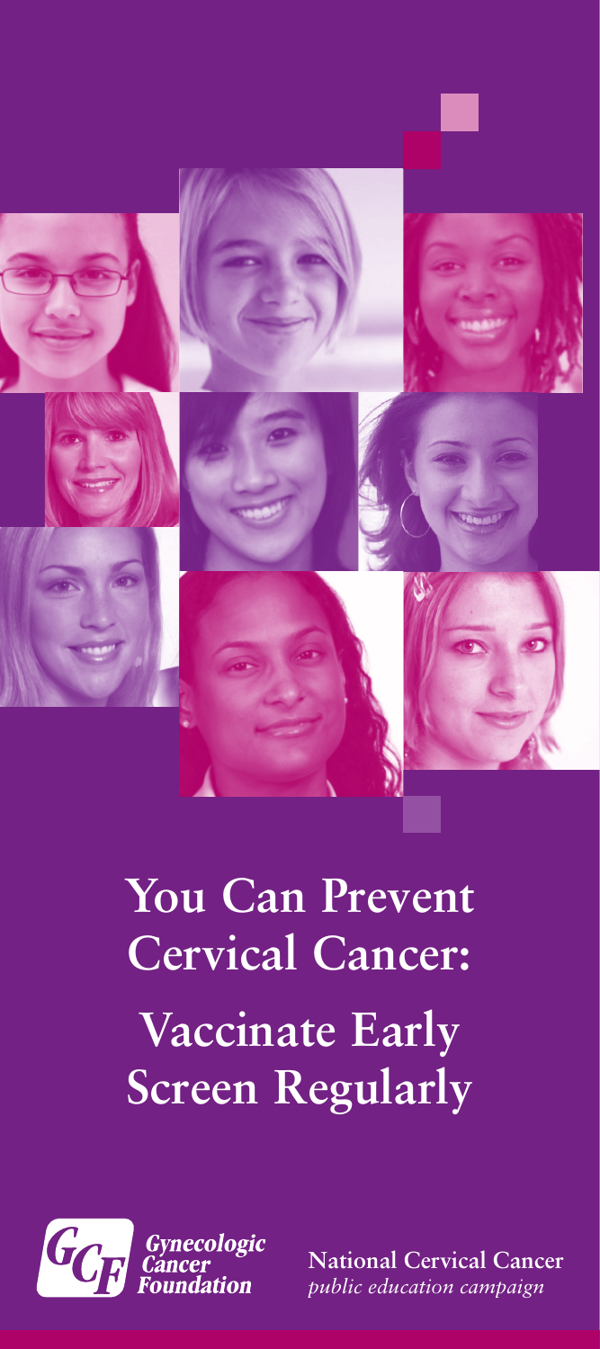# You Can Prevent Cervical Cancer:

## Vaccinate Early
## Screen Regularly

Gynecologic Cancer Foundation

**National Cervical Cancer**
*public education campaign*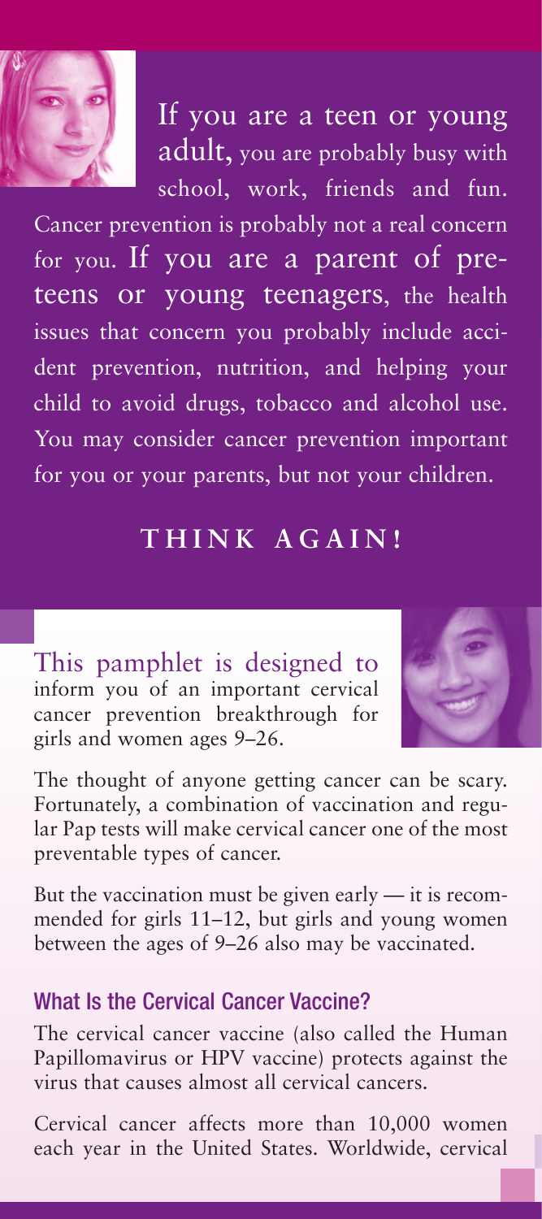If you are a teen or young adult, you are probably busy with school, work, friends and fun. Cancer prevention is probably not a real concern for you. If you are a parent of preteens or young teenagers, the health issues that concern you probably include accident prevention, nutrition, and helping your child to avoid drugs, tobacco and alcohol use. You may consider cancer prevention important for you or your parents, but not your children.

## THINK AGAIN!

This pamphlet is designed to inform you of an important cervical cancer prevention breakthrough for girls and women ages 9–26.

The thought of anyone getting cancer can be scary. Fortunately, a combination of vaccination and regular Pap tests will make cervical cancer one of the most preventable types of cancer.

But the vaccination must be given early — it is recommended for girls 11–12, but girls and young women between the ages of 9–26 also may be vaccinated.

### What Is the Cervical Cancer Vaccine?

The cervical cancer vaccine (also called the Human Papillomavirus or HPV vaccine) protects against the virus that causes almost all cervical cancers.

Cervical cancer affects more than 10,000 women each year in the United States. Worldwide, cervical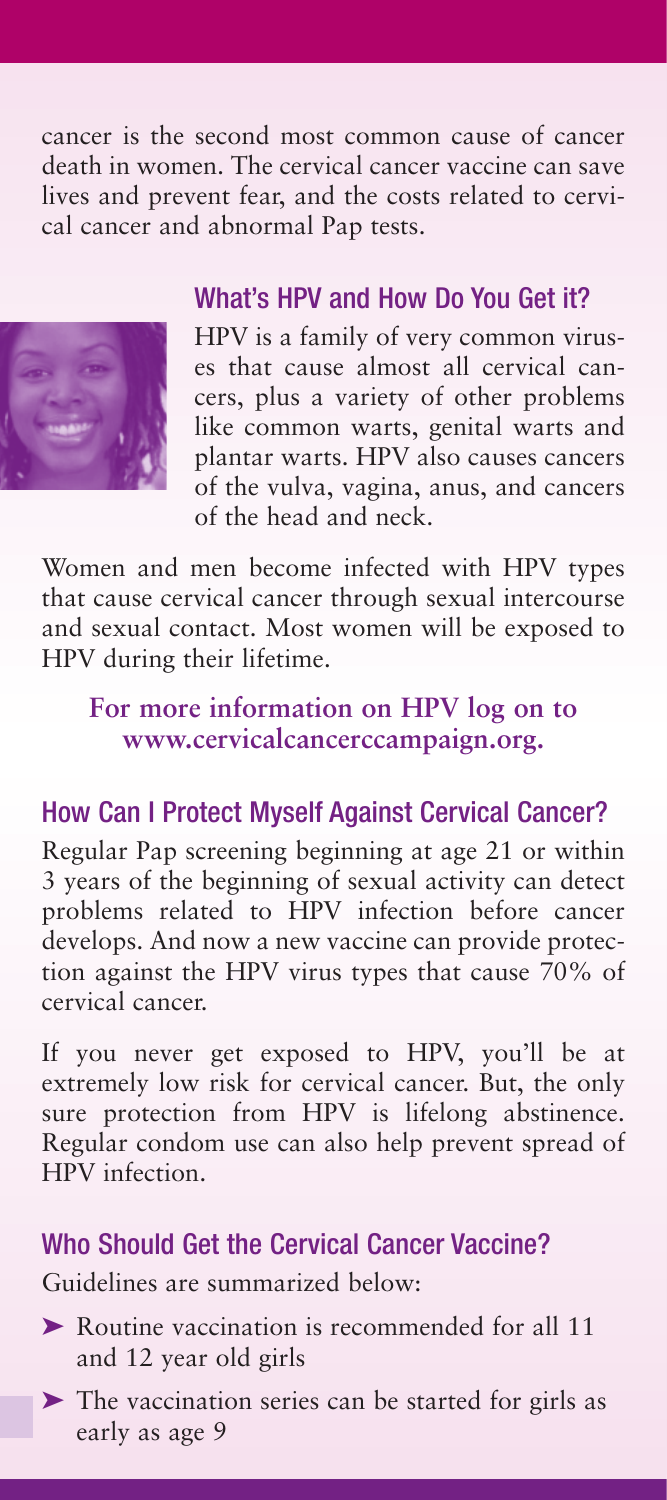cancer is the second most common cause of cancer death in women. The cervical cancer vaccine can save lives and prevent fear, and the costs related to cervical cancer and abnormal Pap tests.

## What's HPV and How Do You Get it?

HPV is a family of very common viruses that cause almost all cervical cancers, plus a variety of other problems like common warts, genital warts and plantar warts. HPV also causes cancers of the vulva, vagina, anus, and cancers of the head and neck.

Women and men become infected with HPV types that cause cervical cancer through sexual intercourse and sexual contact. Most women will be exposed to HPV during their lifetime.

**For more information on HPV log on to www.cervicalcancercampaign.org.**

## How Can I Protect Myself Against Cervical Cancer?

Regular Pap screening beginning at age 21 or within 3 years of the beginning of sexual activity can detect problems related to HPV infection before cancer develops. And now a new vaccine can provide protection against the HPV virus types that cause 70% of cervical cancer.

If you never get exposed to HPV, you'll be at extremely low risk for cervical cancer. But, the only sure protection from HPV is lifelong abstinence. Regular condom use can also help prevent spread of HPV infection.

## Who Should Get the Cervical Cancer Vaccine?

Guidelines are summarized below:

- Routine vaccination is recommended for all 11 and 12 year old girls
- The vaccination series can be started for girls as early as age 9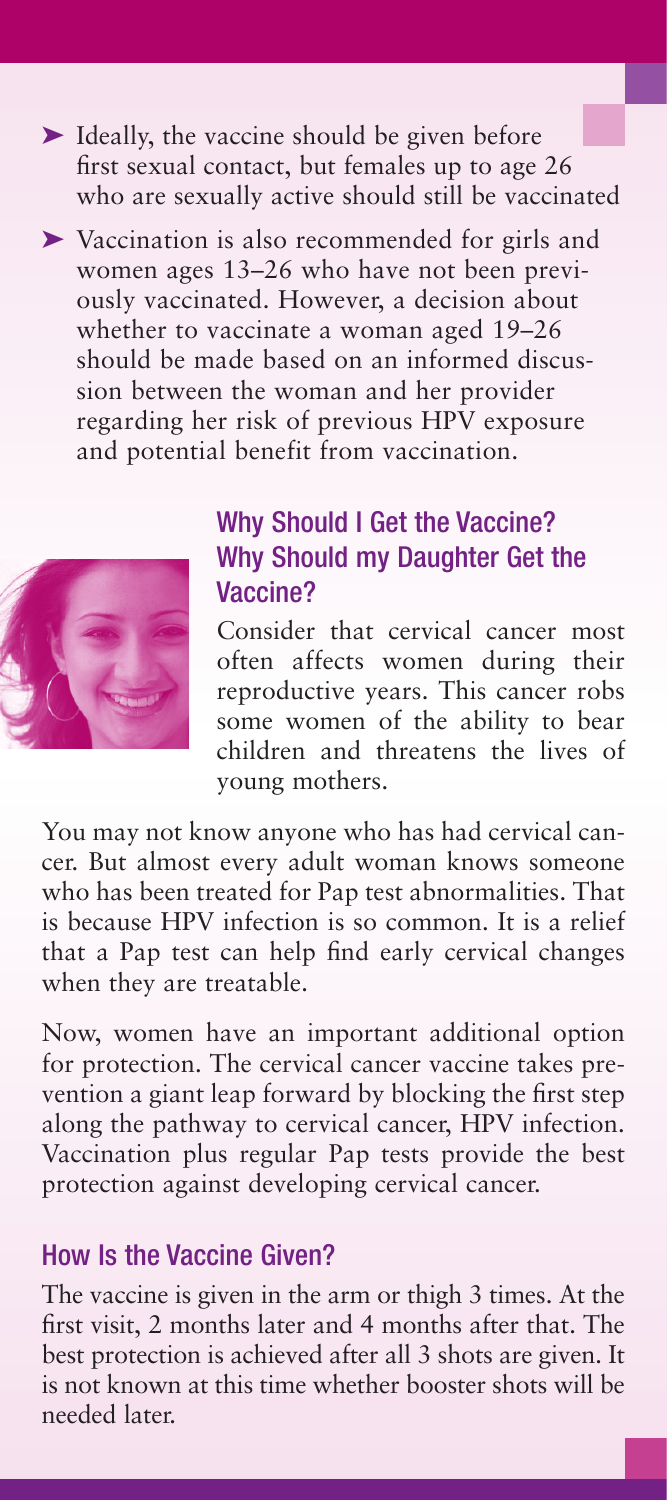- Ideally, the vaccine should be given before first sexual contact, but females up to age 26 who are sexually active should still be vaccinated
- Vaccination is also recommended for girls and women ages 13–26 who have not been previously vaccinated. However, a decision about whether to vaccinate a woman aged 19–26 should be made based on an informed discussion between the woman and her provider regarding her risk of previous HPV exposure and potential benefit from vaccination.

## Why Should I Get the Vaccine? Why Should my Daughter Get the Vaccine?

Consider that cervical cancer most often affects women during their reproductive years. This cancer robs some women of the ability to bear children and threatens the lives of young mothers.

You may not know anyone who has had cervical cancer. But almost every adult woman knows someone who has been treated for Pap test abnormalities. That is because HPV infection is so common. It is a relief that a Pap test can help find early cervical changes when they are treatable.

Now, women have an important additional option for protection. The cervical cancer vaccine takes prevention a giant leap forward by blocking the first step along the pathway to cervical cancer, HPV infection. Vaccination plus regular Pap tests provide the best protection against developing cervical cancer.

## How Is the Vaccine Given?

The vaccine is given in the arm or thigh 3 times. At the first visit, 2 months later and 4 months after that. The best protection is achieved after all 3 shots are given. It is not known at this time whether booster shots will be needed later.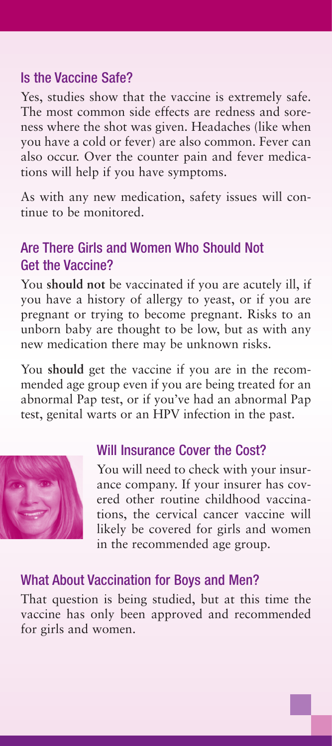## Is the Vaccine Safe?

Yes, studies show that the vaccine is extremely safe. The most common side effects are redness and soreness where the shot was given. Headaches (like when you have a cold or fever) are also common. Fever can also occur. Over the counter pain and fever medications will help if you have symptoms.

As with any new medication, safety issues will continue to be monitored.

## Are There Girls and Women Who Should Not Get the Vaccine?

You **should not** be vaccinated if you are acutely ill, if you have a history of allergy to yeast, or if you are pregnant or trying to become pregnant. Risks to an unborn baby are thought to be low, but as with any new medication there may be unknown risks.

You **should** get the vaccine if you are in the recommended age group even if you are being treated for an abnormal Pap test, or if you've had an abnormal Pap test, genital warts or an HPV infection in the past.

## Will Insurance Cover the Cost?

You will need to check with your insurance company. If your insurer has covered other routine childhood vaccinations, the cervical cancer vaccine will likely be covered for girls and women in the recommended age group.

## What About Vaccination for Boys and Men?

That question is being studied, but at this time the vaccine has only been approved and recommended for girls and women.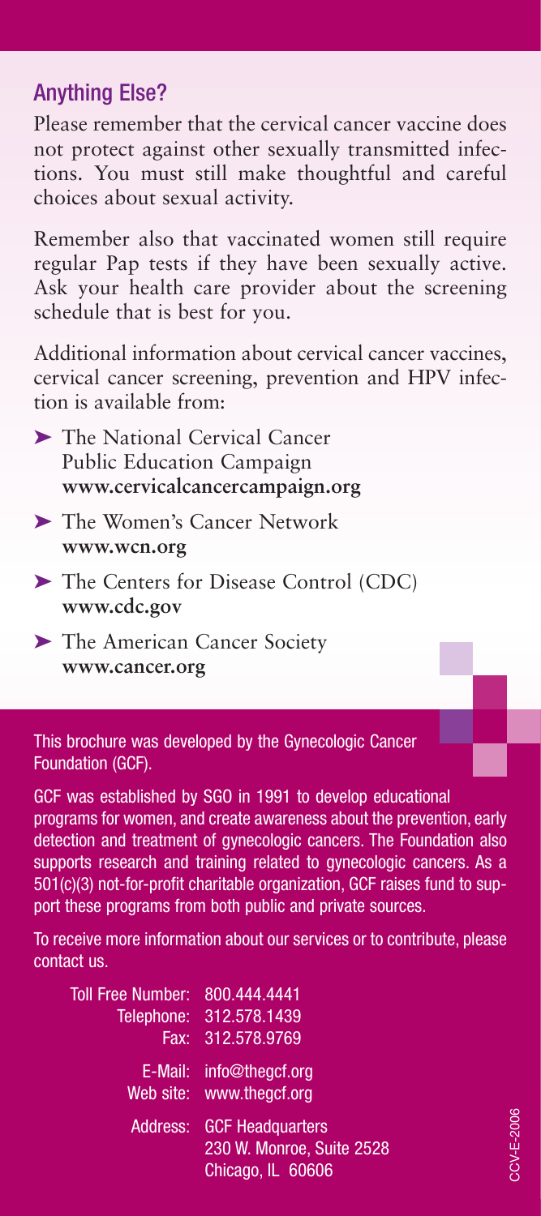## Anything Else?

Please remember that the cervical cancer vaccine does not protect against other sexually transmitted infections. You must still make thoughtful and careful choices about sexual activity.

Remember also that vaccinated women still require regular Pap tests if they have been sexually active. Ask your health care provider about the screening schedule that is best for you.

Additional information about cervical cancer vaccines, cervical cancer screening, prevention and HPV infection is available from:

- The National Cervical Cancer Public Education Campaign **www.cervicalcancercampaign.org**
- The Women's Cancer Network **www.wcn.org**
- The Centers for Disease Control (CDC) **www.cdc.gov**
- The American Cancer Society **www.cancer.org**

This brochure was developed by the Gynecologic Cancer Foundation (GCF).

GCF was established by SGO in 1991 to develop educational programs for women, and create awareness about the prevention, early detection and treatment of gynecologic cancers. The Foundation also supports research and training related to gynecologic cancers. As a 501(c)(3) not-for-profit charitable organization, GCF raises fund to support these programs from both public and private sources.

To receive more information about our services or to contribute, please contact us.

| | |
|---|---|
| Toll Free Number: | 800.444.4441 |
| Telephone: | 312.578.1439 |
| Fax: | 312.578.9769 |
| E-Mail: | info@thegcf.org |
| Web site: | www.thegcf.org |
| Address: | GCF Headquarters<br>230 W. Monroe, Suite 2528<br>Chicago, IL 60606 |

CCV-E-2006